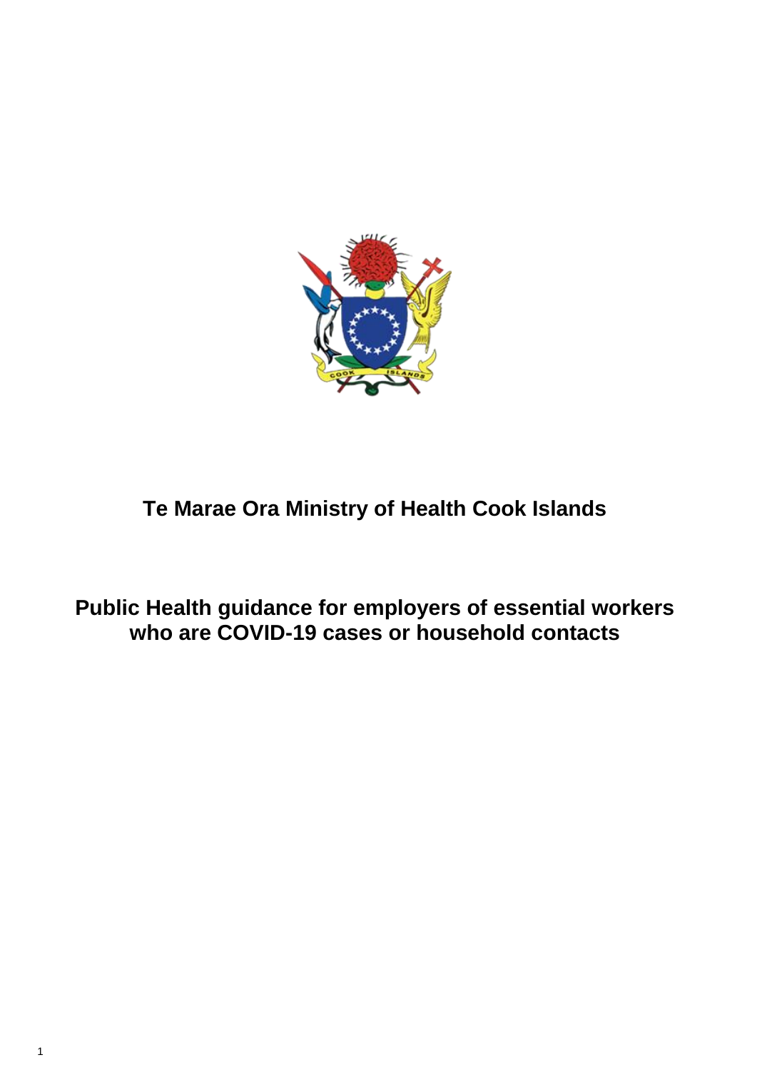# Te Marae Ora Ministry of Health Cook Islands

## Public Health guidance for employers of essential workers who are COVID-19 cases or household contacts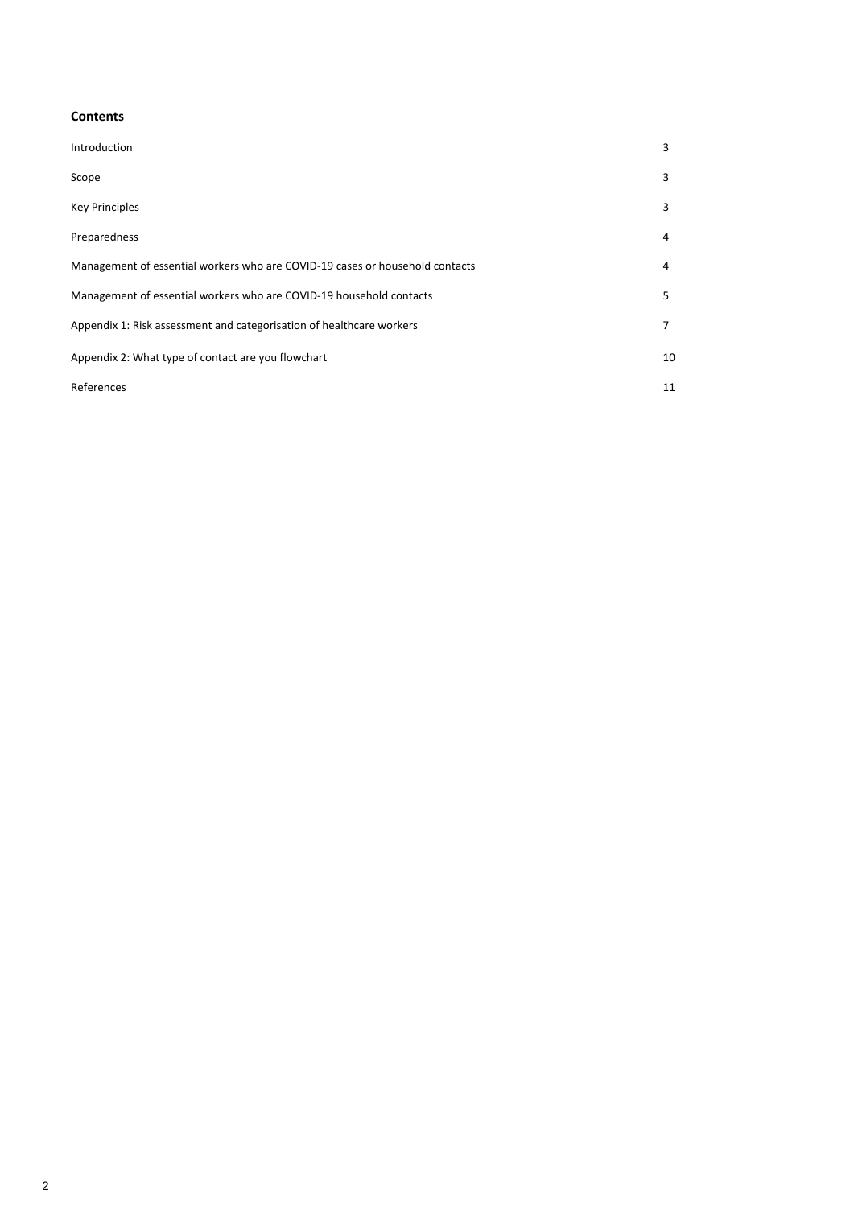**Contents**

| | |
|---|---|
| Introduction | 3 |
| Scope | 3 |
| Key Principles | 3 |
| Preparedness | 4 |
| Management of essential workers who are COVID-19 cases or household contacts | 4 |
| Management of essential workers who are COVID-19 household contacts | 5 |
| Appendix 1: Risk assessment and categorisation of healthcare workers | 7 |
| Appendix 2: What type of contact are you flowchart | 10 |
| References | 11 |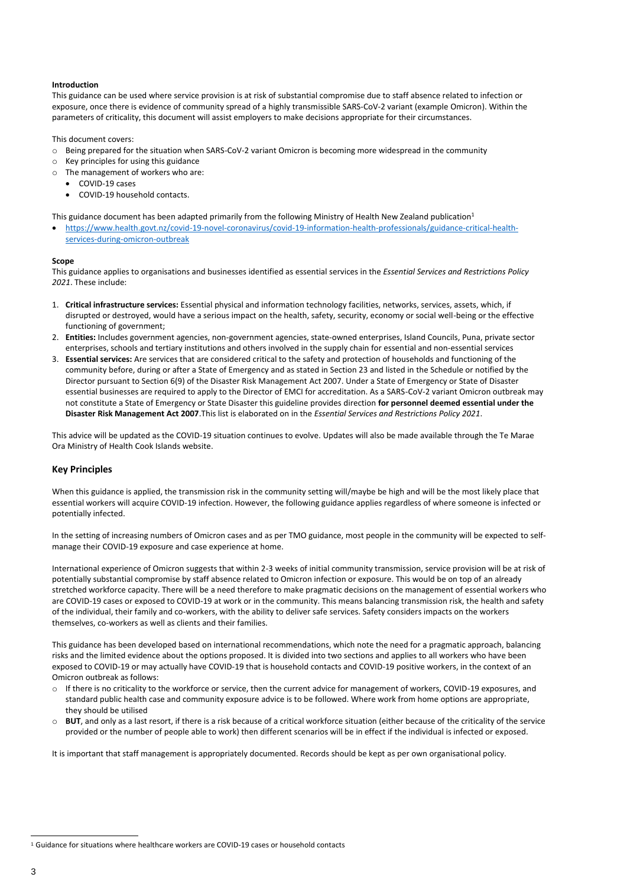**Introduction**

This guidance can be used where service provision is at risk of substantial compromise due to staff absence related to infection or exposure, once there is evidence of community spread of a highly transmissible SARS-CoV-2 variant (example Omicron). Within the parameters of criticality, this document will assist employers to make decisions appropriate for their circumstances.

This document covers:

- Being prepared for the situation when SARS-CoV-2 variant Omicron is becoming more widespread in the community
- Key principles for using this guidance
- The management of workers who are:
  - COVID-19 cases
  - COVID-19 household contacts.

This guidance document has been adapted primarily from the following Ministry of Health New Zealand publication[1]

- https://www.health.govt.nz/covid-19-novel-coronavirus/covid-19-information-health-professionals/guidance-critical-health-services-during-omicron-outbreak

**Scope**

This guidance applies to organisations and businesses identified as essential services in the *Essential Services and Restrictions Policy 2021*. These include:

1. **Critical infrastructure services:** Essential physical and information technology facilities, networks, services, assets, which, if disrupted or destroyed, would have a serious impact on the health, safety, security, economy or social well-being or the effective functioning of government;
2. **Entities:** Includes government agencies, non-government agencies, state-owned enterprises, Island Councils, Puna, private sector enterprises, schools and tertiary institutions and others involved in the supply chain for essential and non-essential services
3. **Essential services:** Are services that are considered critical to the safety and protection of households and functioning of the community before, during or after a State of Emergency and as stated in Section 23 and listed in the Schedule or notified by the Director pursuant to Section 6(9) of the Disaster Risk Management Act 2007. Under a State of Emergency or State of Disaster essential businesses are required to apply to the Director of EMCI for accreditation. As a SARS-CoV-2 variant Omicron outbreak may not constitute a State of Emergency or State Disaster this guideline provides direction **for personnel deemed essential under the Disaster Risk Management Act 2007**.This list is elaborated on in the *Essential Services and Restrictions Policy 2021*.

This advice will be updated as the COVID-19 situation continues to evolve. Updates will also be made available through the Te Marae Ora Ministry of Health Cook Islands website.

## Key Principles

When this guidance is applied, the transmission risk in the community setting will/maybe be high and will be the most likely place that essential workers will acquire COVID-19 infection. However, the following guidance applies regardless of where someone is infected or potentially infected.

In the setting of increasing numbers of Omicron cases and as per TMO guidance, most people in the community will be expected to self-manage their COVID-19 exposure and case experience at home.

International experience of Omicron suggests that within 2-3 weeks of initial community transmission, service provision will be at risk of potentially substantial compromise by staff absence related to Omicron infection or exposure. This would be on top of an already stretched workforce capacity. There will be a need therefore to make pragmatic decisions on the management of essential workers who are COVID-19 cases or exposed to COVID-19 at work or in the community. This means balancing transmission risk, the health and safety of the individual, their family and co-workers, with the ability to deliver safe services. Safety considers impacts on the workers themselves, co-workers as well as clients and their families.

This guidance has been developed based on international recommendations, which note the need for a pragmatic approach, balancing risks and the limited evidence about the options proposed. It is divided into two sections and applies to all workers who have been exposed to COVID-19 or may actually have COVID-19 that is household contacts and COVID-19 positive workers, in the context of an Omicron outbreak as follows:

- If there is no criticality to the workforce or service, then the current advice for management of workers, COVID-19 exposures, and standard public health case and community exposure advice is to be followed. Where work from home options are appropriate, they should be utilised
- **BUT**, and only as a last resort, if there is a risk because of a critical workforce situation (either because of the criticality of the service provided or the number of people able to work) then different scenarios will be in effect if the individual is infected or exposed.

It is important that staff management is appropriately documented. Records should be kept as per own organisational policy.

[1] Guidance for situations where healthcare workers are COVID-19 cases or household contacts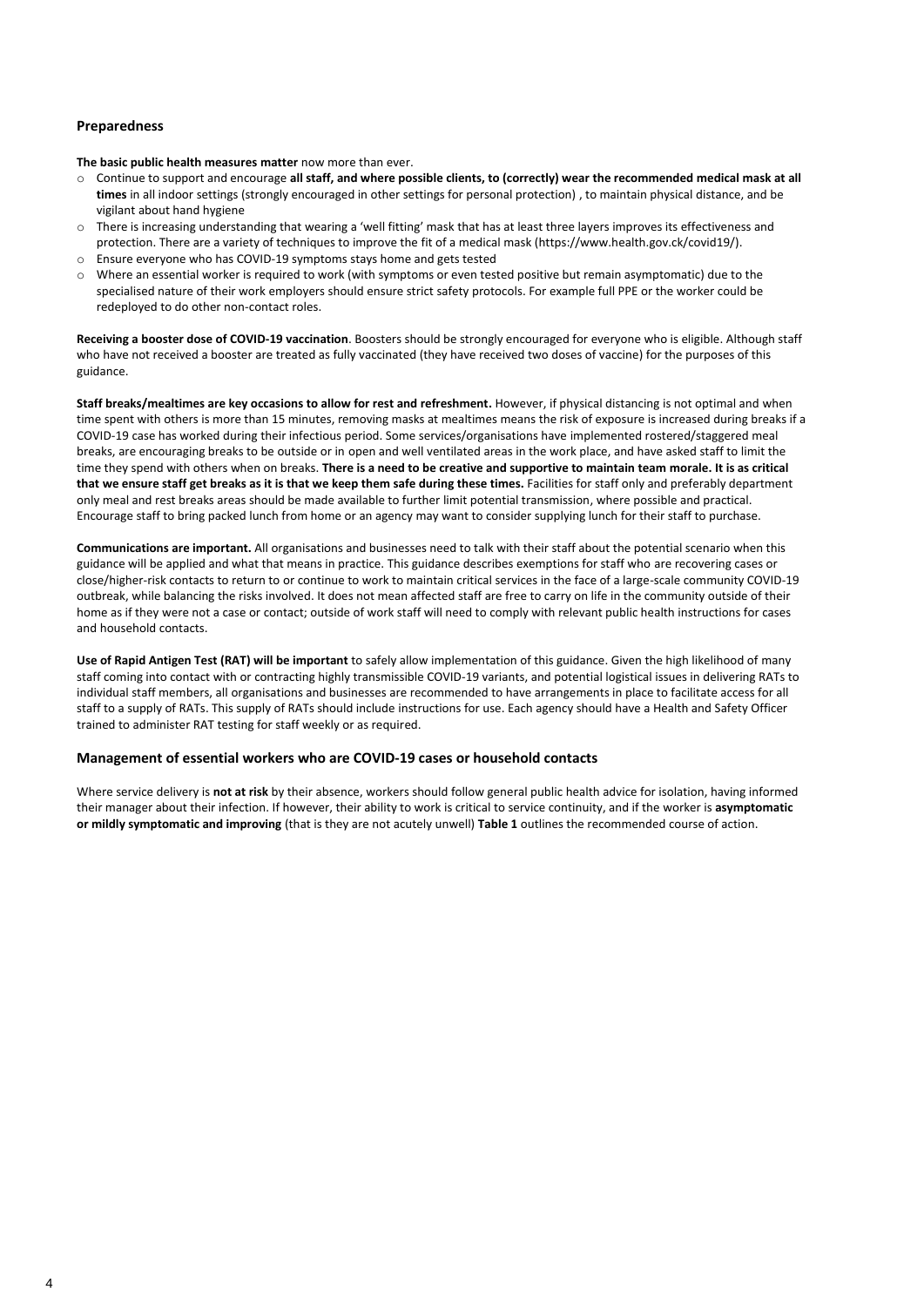## Preparedness

**The basic public health measures matter** now more than ever.

- Continue to support and encourage **all staff, and where possible clients, to (correctly) wear the recommended medical mask at all times** in all indoor settings (strongly encouraged in other settings for personal protection) , to maintain physical distance, and be vigilant about hand hygiene
- There is increasing understanding that wearing a 'well fitting' mask that has at least three layers improves its effectiveness and protection. There are a variety of techniques to improve the fit of a medical mask (https://www.health.gov.ck/covid19/).
- Ensure everyone who has COVID-19 symptoms stays home and gets tested
- Where an essential worker is required to work (with symptoms or even tested positive but remain asymptomatic) due to the specialised nature of their work employers should ensure strict safety protocols. For example full PPE or the worker could be redeployed to do other non-contact roles.

**Receiving a booster dose of COVID-19 vaccination**. Boosters should be strongly encouraged for everyone who is eligible. Although staff who have not received a booster are treated as fully vaccinated (they have received two doses of vaccine) for the purposes of this guidance.

**Staff breaks/mealtimes are key occasions to allow for rest and refreshment.** However, if physical distancing is not optimal and when time spent with others is more than 15 minutes, removing masks at mealtimes means the risk of exposure is increased during breaks if a COVID-19 case has worked during their infectious period. Some services/organisations have implemented rostered/staggered meal breaks, are encouraging breaks to be outside or in open and well ventilated areas in the work place, and have asked staff to limit the time they spend with others when on breaks. **There is a need to be creative and supportive to maintain team morale. It is as critical that we ensure staff get breaks as it is that we keep them safe during these times.** Facilities for staff only and preferably department only meal and rest breaks areas should be made available to further limit potential transmission, where possible and practical. Encourage staff to bring packed lunch from home or an agency may want to consider supplying lunch for their staff to purchase.

**Communications are important.** All organisations and businesses need to talk with their staff about the potential scenario when this guidance will be applied and what that means in practice. This guidance describes exemptions for staff who are recovering cases or close/higher-risk contacts to return to or continue to work to maintain critical services in the face of a large-scale community COVID-19 outbreak, while balancing the risks involved. It does not mean affected staff are free to carry on life in the community outside of their home as if they were not a case or contact; outside of work staff will need to comply with relevant public health instructions for cases and household contacts.

**Use of Rapid Antigen Test (RAT) will be important** to safely allow implementation of this guidance. Given the high likelihood of many staff coming into contact with or contracting highly transmissible COVID-19 variants, and potential logistical issues in delivering RATs to individual staff members, all organisations and businesses are recommended to have arrangements in place to facilitate access for all staff to a supply of RATs. This supply of RATs should include instructions for use. Each agency should have a Health and Safety Officer trained to administer RAT testing for staff weekly or as required.

## Management of essential workers who are COVID-19 cases or household contacts

Where service delivery is **not at risk** by their absence, workers should follow general public health advice for isolation, having informed their manager about their infection. If however, their ability to work is critical to service continuity, and if the worker is **asymptomatic or mildly symptomatic and improving** (that is they are not acutely unwell) **Table 1** outlines the recommended course of action.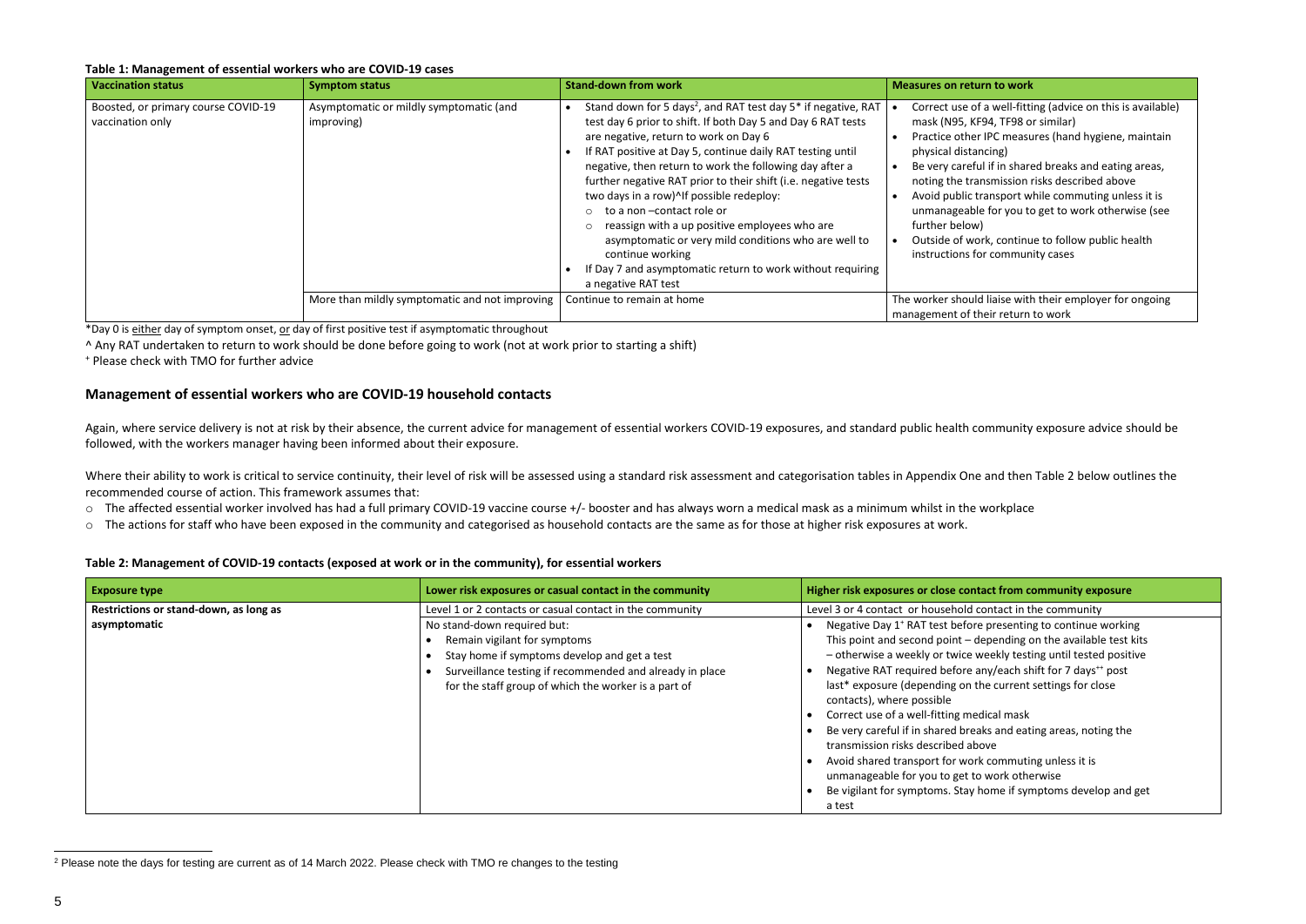**Table 1: Management of essential workers who are COVID-19 cases**

| Vaccination status | Symptom status | Stand-down from work | Measures on return to work |
| --- | --- | --- | --- |
| Boosted, or primary course COVID-19 vaccination only | Asymptomatic or mildly symptomatic (and improving) | • Stand down for 5 days[2], and RAT test day 5* if negative, RAT test day 6 prior to shift. If both Day 5 and Day 6 RAT tests are negative, return to work on Day 6<br>• If RAT positive at Day 5, continue daily RAT testing until negative, then return to work the following day after a further negative RAT prior to their shift (i.e. negative tests two days in a row)^If possible redeploy:<br>  ○ to a non –contact role or<br>  ○ reassign with a up positive employees who are asymptomatic or very mild conditions who are well to continue working<br>• If Day 7 and asymptomatic return to work without requiring a negative RAT test | • Correct use of a well-fitting (advice on this is available) mask (N95, KF94, TF98 or similar)<br>• Practice other IPC measures (hand hygiene, maintain physical distancing)<br>• Be very careful if in shared breaks and eating areas, noting the transmission risks described above<br>• Avoid public transport while commuting unless it is unmanageable for you to get to work otherwise (see further below)<br>• Outside of work, continue to follow public health instructions for community cases |
| | More than mildly symptomatic and not improving | Continue to remain at home | The worker should liaise with their employer for ongoing management of their return to work |

*Day 0 is either day of symptom onset, or day of first positive test if asymptomatic throughout

^ Any RAT undertaken to return to work should be done before going to work (not at work prior to starting a shift)

+ Please check with TMO for further advice

## Management of essential workers who are COVID-19 household contacts

Again, where service delivery is not at risk by their absence, the current advice for management of essential workers COVID-19 exposures, and standard public health community exposure advice should be followed, with the workers manager having been informed about their exposure.

Where their ability to work is critical to service continuity, their level of risk will be assessed using a standard risk assessment and categorisation tables in Appendix One and then Table 2 below outlines the recommended course of action. This framework assumes that:

- The affected essential worker involved has had a full primary COVID-19 vaccine course +/- booster and has always worn a medical mask as a minimum whilst in the workplace
- The actions for staff who have been exposed in the community and categorised as household contacts are the same as for those at higher risk exposures at work.

**Table 2: Management of COVID-19 contacts (exposed at work or in the community), for essential workers**

| Exposure type | Lower risk exposures or casual contact in the community | Higher risk exposures or close contact from community exposure |
| --- | --- | --- |
| Restrictions or stand-down, as long as asymptomatic | Level 1 or 2 contacts or casual contact in the community | Level 3 or 4 contact or household contact in the community |
| | No stand-down required but:<br>• Remain vigilant for symptoms<br>• Stay home if symptoms develop and get a test<br>• Surveillance testing if recommended and already in place for the staff group of which the worker is a part of | • Negative Day 1+ RAT test before presenting to continue working This point and second point – depending on the available test kits – otherwise a weekly or twice weekly testing until tested positive<br>• Negative RAT required before any/each shift for 7 days++ post last* exposure (depending on the current settings for close contacts), where possible<br>• Correct use of a well-fitting medical mask<br>• Be very careful if in shared breaks and eating areas, noting the transmission risks described above<br>• Avoid shared transport for work commuting unless it is unmanageable for you to get to work otherwise<br>• Be vigilant for symptoms. Stay home if symptoms develop and get a test |

[2] Please note the days for testing are current as of 14 March 2022. Please check with TMO re changes to the testing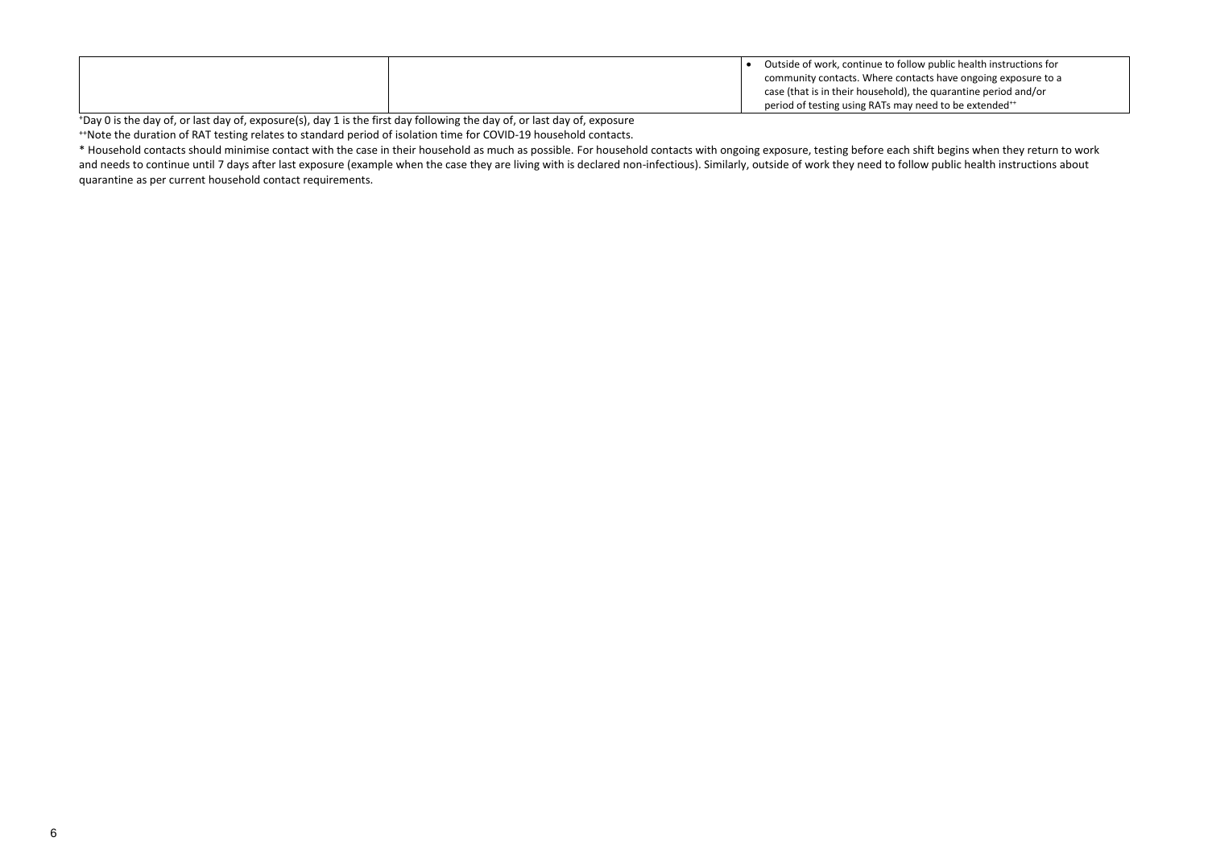| | | |
|---|---|---|
| | | • Outside of work, continue to follow public health instructions for community contacts. Where contacts have ongoing exposure to a case (that is in their household), the quarantine period and/or period of testing using RATs may need to be extended[++] |

[+]Day 0 is the day of, or last day of, exposure(s), day 1 is the first day following the day of, or last day of, exposure

[++]Note the duration of RAT testing relates to standard period of isolation time for COVID-19 household contacts.

* Household contacts should minimise contact with the case in their household as much as possible. For household contacts with ongoing exposure, testing before each shift begins when they return to work and needs to continue until 7 days after last exposure (example when the case they are living with is declared non-infectious). Similarly, outside of work they need to follow public health instructions about quarantine as per current household contact requirements.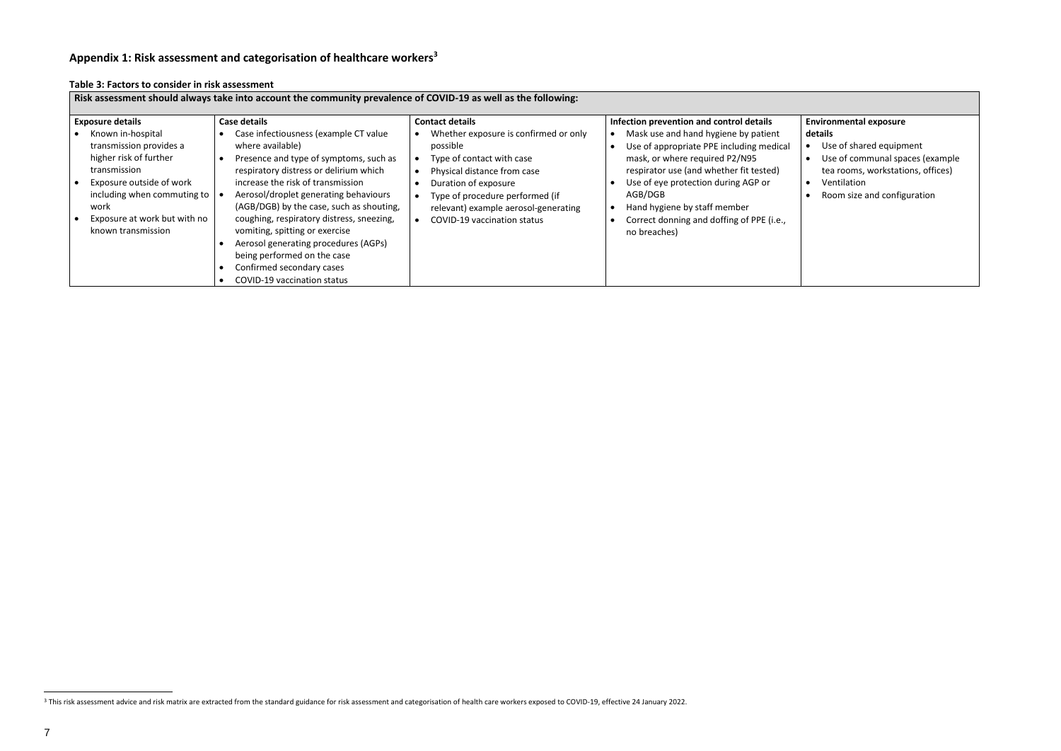## Appendix 1: Risk assessment and categorisation of healthcare workers[3]

**Table 3: Factors to consider in risk assessment**

| **Risk assessment should always take into account the community prevalence of COVID-19 as well as the following:** | | | | |
|---|---|---|---|---|
| **Exposure details** | **Case details** | **Contact details** | **Infection prevention and control details** | **Environmental exposure details** |
| • Known in-hospital transmission provides a higher risk of further transmission<br>• Exposure outside of work including when commuting to work<br>• Exposure at work but with no known transmission | • Case infectiousness (example CT value where available)<br>• Presence and type of symptoms, such as respiratory distress or delirium which increase the risk of transmission<br>• Aerosol/droplet generating behaviours (AGB/DGB) by the case, such as shouting, coughing, respiratory distress, sneezing, vomiting, spitting or exercise<br>• Aerosol generating procedures (AGPs) being performed on the case<br>• Confirmed secondary cases<br>• COVID-19 vaccination status | • Whether exposure is confirmed or only possible<br>• Type of contact with case<br>• Physical distance from case<br>• Duration of exposure<br>• Type of procedure performed (if relevant) example aerosol-generating<br>• COVID-19 vaccination status | • Mask use and hand hygiene by patient<br>• Use of appropriate PPE including medical mask, or where required P2/N95 respirator use (and whether fit tested)<br>• Use of eye protection during AGP or AGB/DGB<br>• Hand hygiene by staff member<br>• Correct donning and doffing of PPE (i.e., no breaches) | • Use of shared equipment<br>• Use of communal spaces (example tea rooms, workstations, offices)<br>• Ventilation<br>• Room size and configuration |

[3] This risk assessment advice and risk matrix are extracted from the standard guidance for risk assessment and categorisation of health care workers exposed to COVID-19, effective 24 January 2022.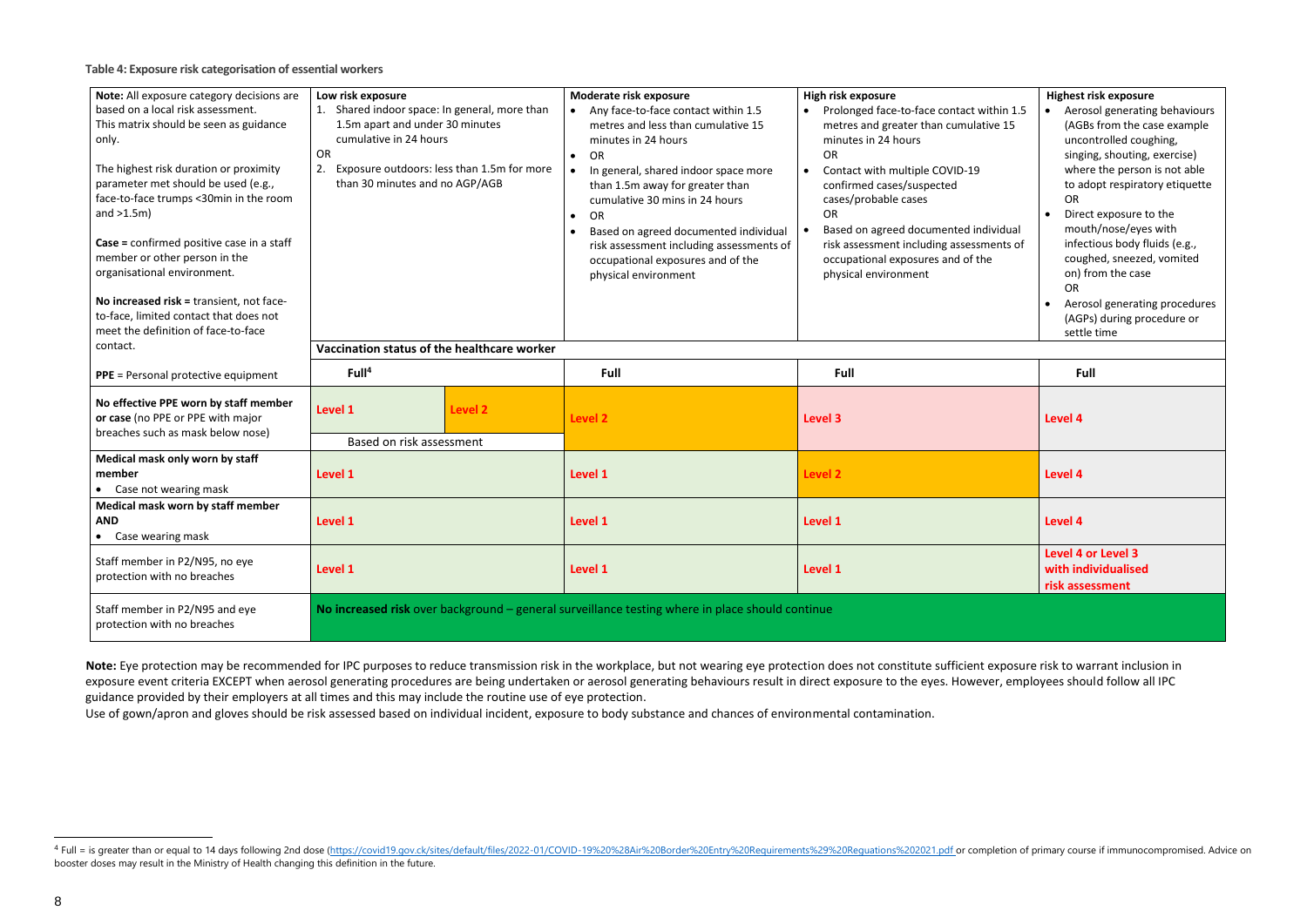**Table 4: Exposure risk categorisation of essential workers**

| **Note:** All exposure category decisions are based on a local risk assessment. This matrix should be seen as guidance only. The highest risk duration or proximity parameter met should be used (e.g., face-to-face trumps <30min in the room and >1.5m) **Case =** confirmed positive case in a staff member or other person in the organisational environment. **No increased risk =** transient, not face-to-face, limited contact that does not meet the definition of face-to-face contact. | **Low risk exposure** 1. Shared indoor space: In general, more than 1.5m apart and under 30 minutes cumulative in 24 hours OR 2. Exposure outdoors: less than 1.5m for more than 30 minutes and no AGP/AGB | | **Moderate risk exposure** • Any face-to-face contact within 1.5 metres and less than cumulative 15 minutes in 24 hours • OR • In general, shared indoor space more than 1.5m away for greater than cumulative 30 mins in 24 hours • OR • Based on agreed documented individual risk assessment including assessments of occupational exposures and of the physical environment | **High risk exposure** • Prolonged face-to-face contact within 1.5 metres and greater than cumulative 15 minutes in 24 hours OR • Contact with multiple COVID-19 confirmed cases/suspected cases/probable cases OR • Based on agreed documented individual risk assessment including assessments of occupational exposures and of the physical environment | **Highest risk exposure** • Aerosol generating behaviours (AGBs from the case example uncontrolled coughing, singing, shouting, exercise) where the person is not able to adopt respiratory etiquette OR • Direct exposure to the mouth/nose/eyes with infectious body fluids (e.g., coughed, sneezed, vomited on) from the case OR • Aerosol generating procedures (AGPs) during procedure or settle time |
|---|---|---|---|---|---|
| | **Vaccination status of the healthcare worker** | | | | |
| **PPE** = Personal protective equipment | **Full**[4] | | **Full** | **Full** | **Full** |
| **No effective PPE worn by staff member or case** (no PPE or PPE with major breaches such as mask below nose) | **Level 1** / **Level 2** Based on risk assessment | | **Level 2** | **Level 3** | **Level 4** |
| **Medical mask only worn by staff member** • Case not wearing mask | **Level 1** | | **Level 1** | **Level 2** | **Level 4** |
| **Medical mask worn by staff member AND** • Case wearing mask | **Level 1** | | **Level 1** | **Level 1** | **Level 4** |
| Staff member in P2/N95, no eye protection with no breaches | **Level 1** | | **Level 1** | **Level 1** | **Level 4 or Level 3 with individualised risk assessment** |
| Staff member in P2/N95 and eye protection with no breaches | **No increased risk** over background – general surveillance testing where in place should continue | | | | |

**Note:** Eye protection may be recommended for IPC purposes to reduce transmission risk in the workplace, but not wearing eye protection does not constitute sufficient exposure risk to warrant inclusion in exposure event criteria EXCEPT when aerosol generating procedures are being undertaken or aerosol generating behaviours result in direct exposure to the eyes. However, employees should follow all IPC guidance provided by their employers at all times and this may include the routine use of eye protection.

Use of gown/apron and gloves should be risk assessed based on individual incident, exposure to body substance and chances of environmental contamination.

[4] Full = is greater than or equal to 14 days following 2nd dose (https://covid19.gov.ck/sites/default/files/2022-01/COVID-19%20%28Air%20Border%20Entry%20Requirements%29%20Reguations%202021.pdf or completion of primary course if immunocompromised. Advice on booster doses may result in the Ministry of Health changing this definition in the future.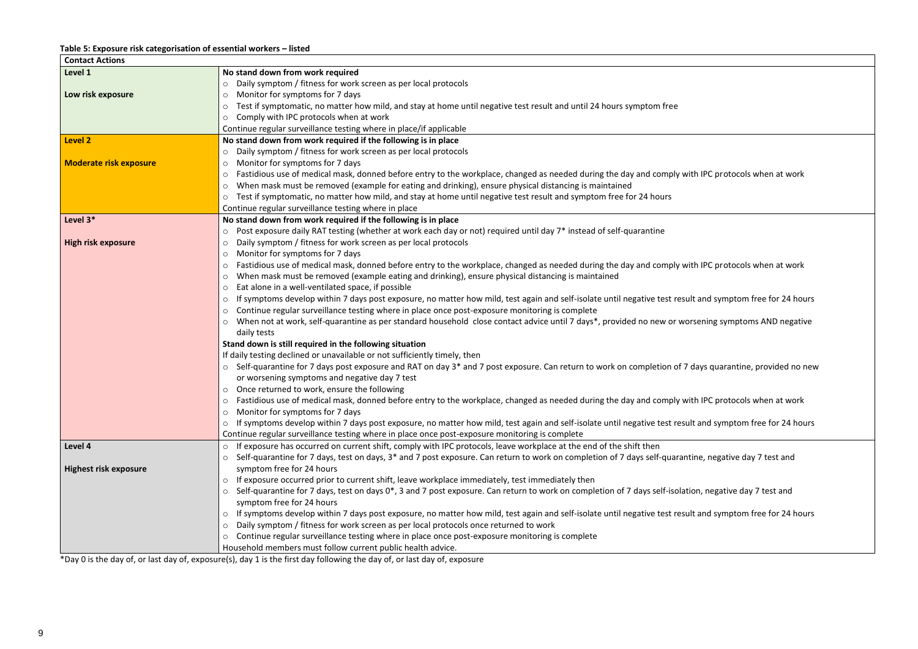**Table 5: Exposure risk categorisation of essential workers – listed**

| Contact Actions | |
|---|---|
| **Level 1**<br><br>**Low risk exposure** | **No stand down from work required**<br>○ Daily symptom / fitness for work screen as per local protocols<br>○ Monitor for symptoms for 7 days<br>○ Test if symptomatic, no matter how mild, and stay at home until negative test result and until 24 hours symptom free<br>○ Comply with IPC protocols when at work<br>Continue regular surveillance testing where in place/if applicable |
| **Level 2**<br><br>**Moderate risk exposure** | **No stand down from work required if the following is in place**<br>○ Daily symptom / fitness for work screen as per local protocols<br>○ Monitor for symptoms for 7 days<br>○ Fastidious use of medical mask, donned before entry to the workplace, changed as needed during the day and comply with IPC protocols when at work<br>○ When mask must be removed (example for eating and drinking), ensure physical distancing is maintained<br>○ Test if symptomatic, no matter how mild, and stay at home until negative test result and symptom free for 24 hours<br>Continue regular surveillance testing where in place |
| **Level 3***<br><br>**High risk exposure** | **No stand down from work required if the following is in place**<br>○ Post exposure daily RAT testing (whether at work each day or not) required until day 7* instead of self-quarantine<br>○ Daily symptom / fitness for work screen as per local protocols<br>○ Monitor for symptoms for 7 days<br>○ Fastidious use of medical mask, donned before entry to the workplace, changed as needed during the day and comply with IPC protocols when at work<br>○ When mask must be removed (example eating and drinking), ensure physical distancing is maintained<br>○ Eat alone in a well-ventilated space, if possible<br>○ If symptoms develop within 7 days post exposure, no matter how mild, test again and self-isolate until negative test result and symptom free for 24 hours<br>○ Continue regular surveillance testing where in place once post-exposure monitoring is complete<br>○ When not at work, self-quarantine as per standard household close contact advice until 7 days*, provided no new or worsening symptoms AND negative daily tests<br>**Stand down is still required in the following situation**<br>If daily testing declined or unavailable or not sufficiently timely, then<br>○ Self-quarantine for 7 days post exposure and RAT on day 3* and 7 post exposure. Can return to work on completion of 7 days quarantine, provided no new or worsening symptoms and negative day 7 test<br>○ Once returned to work, ensure the following<br>○ Fastidious use of medical mask, donned before entry to the workplace, changed as needed during the day and comply with IPC protocols when at work<br>○ Monitor for symptoms for 7 days<br>○ If symptoms develop within 7 days post exposure, no matter how mild, test again and self-isolate until negative test result and symptom free for 24 hours<br>Continue regular surveillance testing where in place once post-exposure monitoring is complete |
| **Level 4**<br><br>**Highest risk exposure** | ○ If exposure has occurred on current shift, comply with IPC protocols, leave workplace at the end of the shift then<br>○ Self-quarantine for 7 days, test on days, 3* and 7 post exposure. Can return to work on completion of 7 days self-quarantine, negative day 7 test and symptom free for 24 hours<br>○ If exposure occurred prior to current shift, leave workplace immediately, test immediately then<br>○ Self-quarantine for 7 days, test on days 0*, 3 and 7 post exposure. Can return to work on completion of 7 days self-isolation, negative day 7 test and symptom free for 24 hours<br>○ If symptoms develop within 7 days post exposure, no matter how mild, test again and self-isolate until negative test result and symptom free for 24 hours<br>○ Daily symptom / fitness for work screen as per local protocols once returned to work<br>○ Continue regular surveillance testing where in place once post-exposure monitoring is complete<br>Household members must follow current public health advice. |

*Day 0 is the day of, or last day of, exposure(s), day 1 is the first day following the day of, or last day of, exposure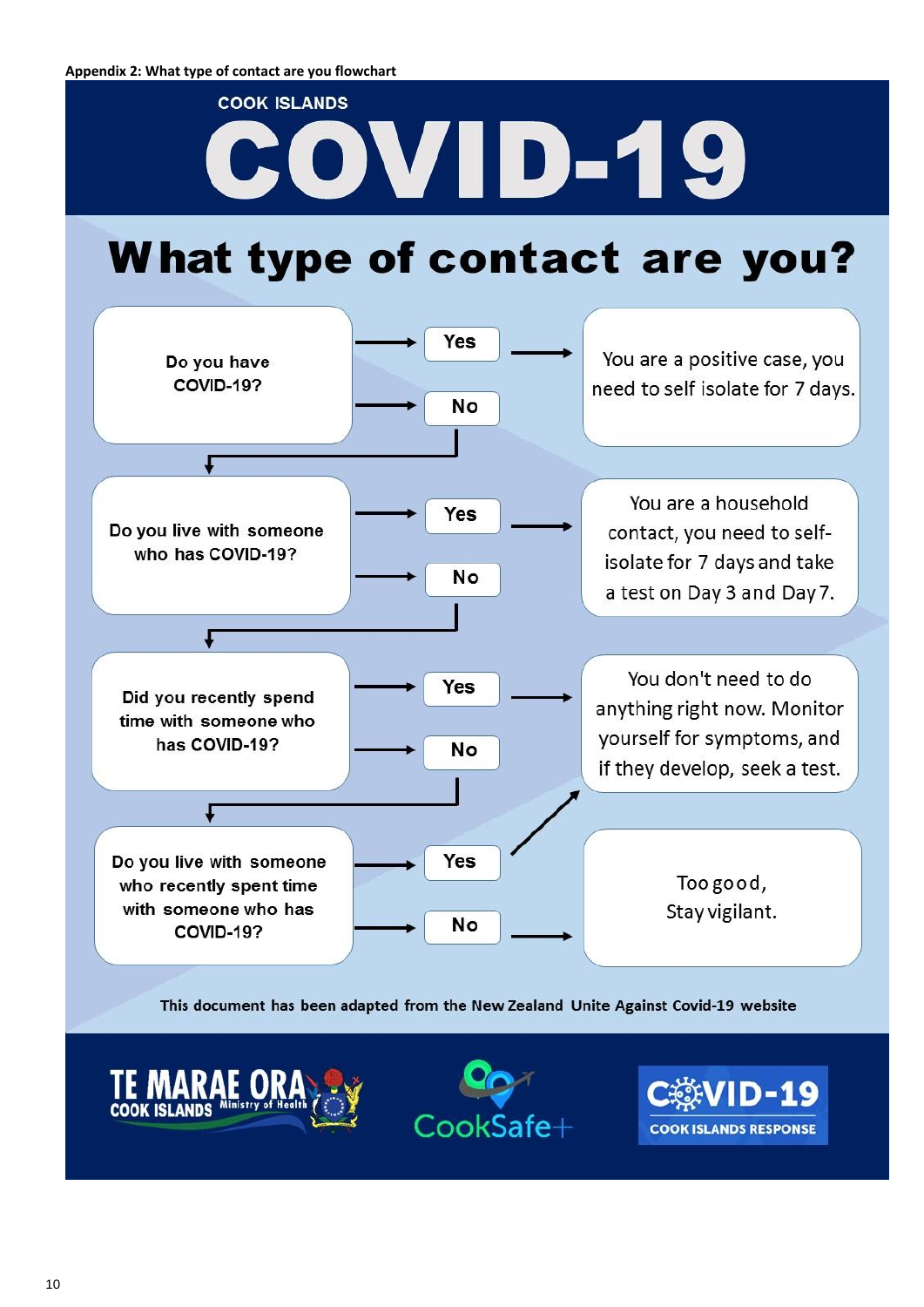**Appendix 2: What type of contact are you flowchart**

COOK ISLANDS

# COVID-19

## What type of contact are you?

**Do you have COVID-19?**

- **Yes** → You are a positive case, you need to self isolate for 7 days.
- **No** → continue to next question

**Do you live with someone who has COVID-19?**

- **Yes** → You are a household contact, you need to self-isolate for 7 days and take a test on Day 3 and Day 7.
- **No** → continue to next question

**Did you recently spend time with someone who has COVID-19?**

- **Yes** → You don't need to do anything right now. Monitor yourself for symptoms, and if they develop, seek a test.
- **No** → continue to next question

**Do you live with someone who recently spent time with someone who has COVID-19?**

- **Yes** → You don't need to do anything right now. Monitor yourself for symptoms, and if they develop, seek a test.
- **No** → Too good, Stay vigilant.

This document has been adapted from the New Zealand Unite Against Covid-19 website

TE MARAE ORA COOK ISLANDS Ministry of Health | CookSafe+ | COVID-19 COOK ISLANDS RESPONSE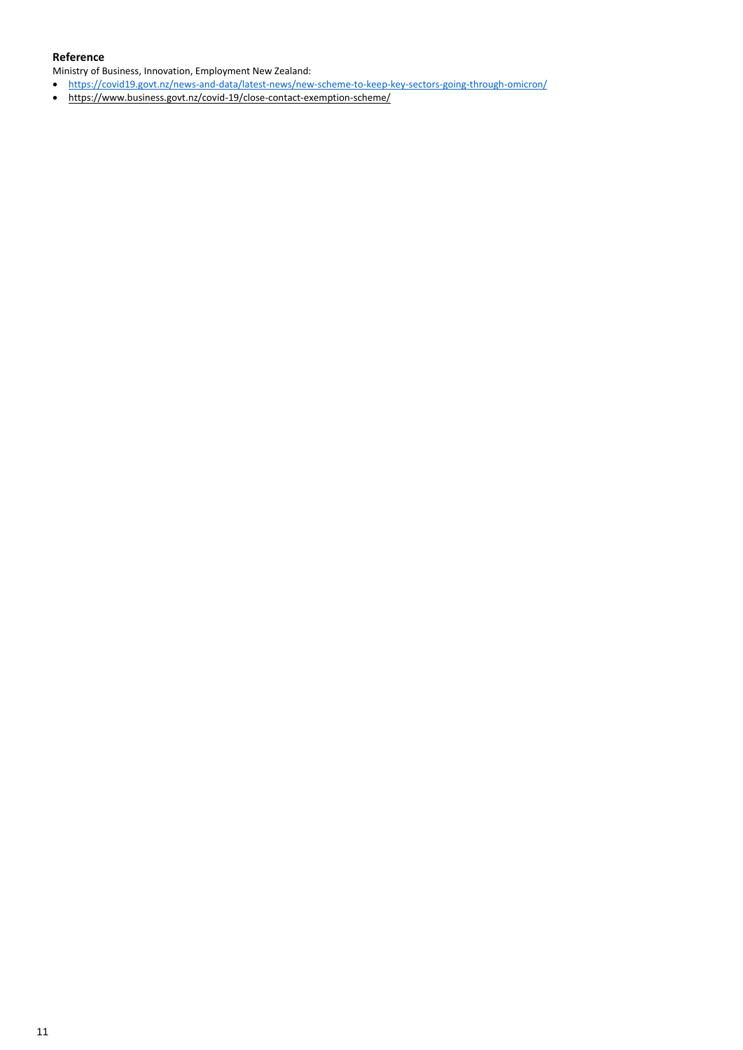**Reference**

Ministry of Business, Innovation, Employment New Zealand:

- https://covid19.govt.nz/news-and-data/latest-news/new-scheme-to-keep-key-sectors-going-through-omicron/
- https://www.business.govt.nz/covid-19/close-contact-exemption-scheme/